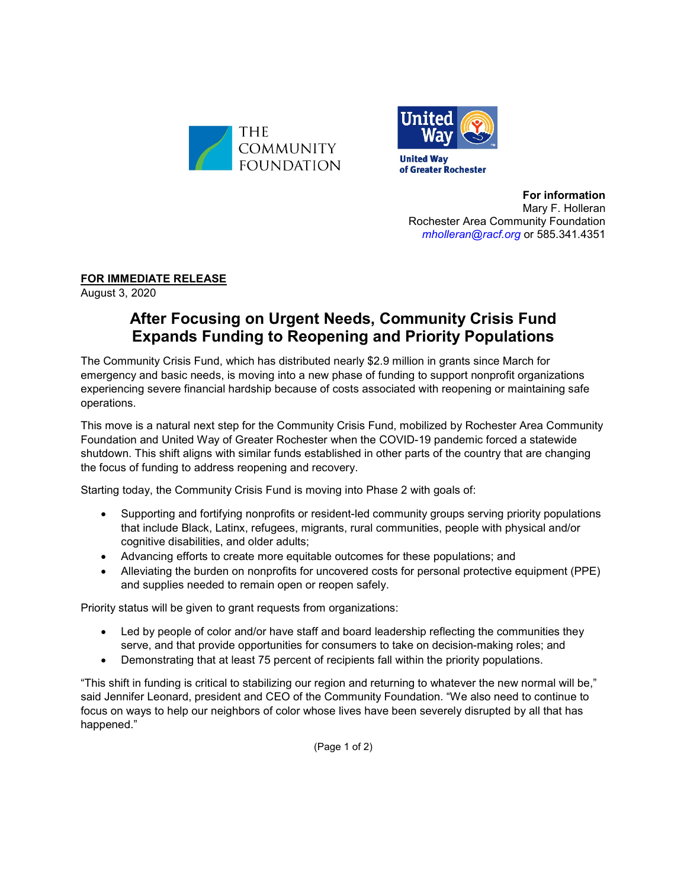**For information**
Mary F. Holleran
Rochester Area Community Foundation
mholleran@racf.org or 585.341.4351

**FOR IMMEDIATE RELEASE**
August 3, 2020

# After Focusing on Urgent Needs, Community Crisis Fund Expands Funding to Reopening and Priority Populations

The Community Crisis Fund, which has distributed nearly $2.9 million in grants since March for emergency and basic needs, is moving into a new phase of funding to support nonprofit organizations experiencing severe financial hardship because of costs associated with reopening or maintaining safe operations.

This move is a natural next step for the Community Crisis Fund, mobilized by Rochester Area Community Foundation and United Way of Greater Rochester when the COVID-19 pandemic forced a statewide shutdown. This shift aligns with similar funds established in other parts of the country that are changing the focus of funding to address reopening and recovery.

Starting today, the Community Crisis Fund is moving into Phase 2 with goals of:

- Supporting and fortifying nonprofits or resident-led community groups serving priority populations that include Black, Latinx, refugees, migrants, rural communities, people with physical and/or cognitive disabilities, and older adults;
- Advancing efforts to create more equitable outcomes for these populations; and
- Alleviating the burden on nonprofits for uncovered costs for personal protective equipment (PPE) and supplies needed to remain open or reopen safely.

Priority status will be given to grant requests from organizations:

- Led by people of color and/or have staff and board leadership reflecting the communities they serve, and that provide opportunities for consumers to take on decision-making roles; and
- Demonstrating that at least 75 percent of recipients fall within the priority populations.

"This shift in funding is critical to stabilizing our region and returning to whatever the new normal will be," said Jennifer Leonard, president and CEO of the Community Foundation. "We also need to continue to focus on ways to help our neighbors of color whose lives have been severely disrupted by all that has happened."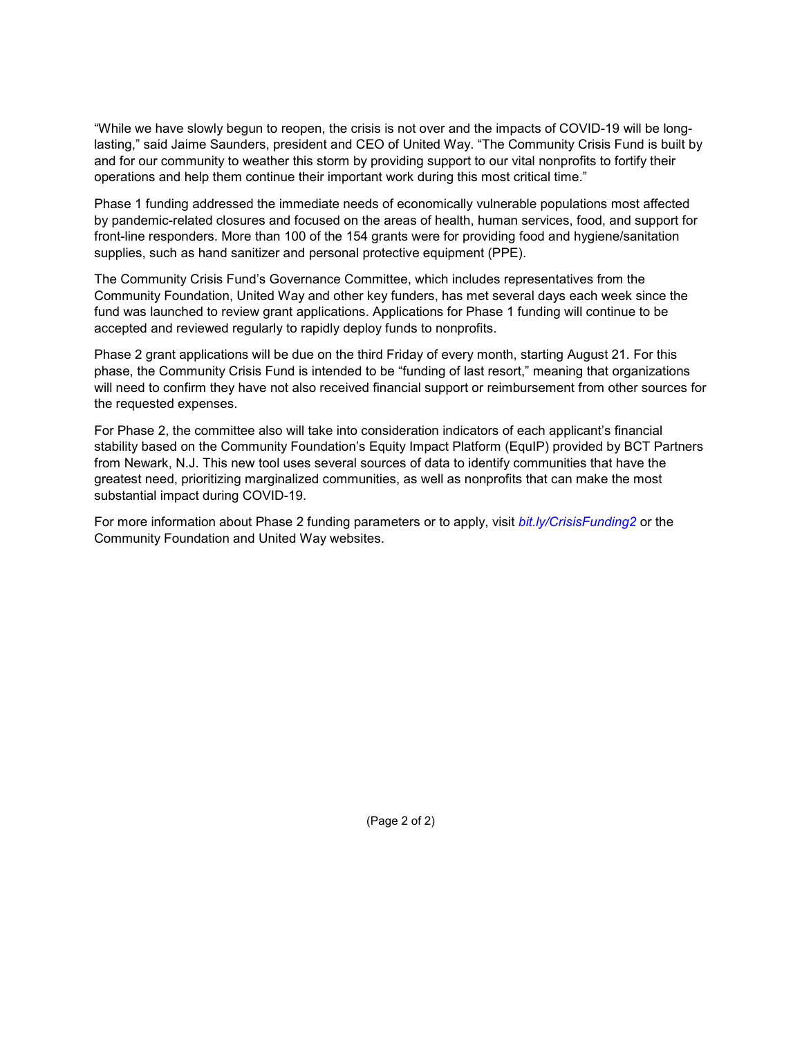"While we have slowly begun to reopen, the crisis is not over and the impacts of COVID-19 will be long-lasting," said Jaime Saunders, president and CEO of United Way. "The Community Crisis Fund is built by and for our community to weather this storm by providing support to our vital nonprofits to fortify their operations and help them continue their important work during this most critical time."

Phase 1 funding addressed the immediate needs of economically vulnerable populations most affected by pandemic-related closures and focused on the areas of health, human services, food, and support for front-line responders. More than 100 of the 154 grants were for providing food and hygiene/sanitation supplies, such as hand sanitizer and personal protective equipment (PPE).

The Community Crisis Fund's Governance Committee, which includes representatives from the Community Foundation, United Way and other key funders, has met several days each week since the fund was launched to review grant applications. Applications for Phase 1 funding will continue to be accepted and reviewed regularly to rapidly deploy funds to nonprofits.

Phase 2 grant applications will be due on the third Friday of every month, starting August 21. For this phase, the Community Crisis Fund is intended to be "funding of last resort," meaning that organizations will need to confirm they have not also received financial support or reimbursement from other sources for the requested expenses.

For Phase 2, the committee also will take into consideration indicators of each applicant's financial stability based on the Community Foundation's Equity Impact Platform (EquIP) provided by BCT Partners from Newark, N.J. This new tool uses several sources of data to identify communities that have the greatest need, prioritizing marginalized communities, as well as nonprofits that can make the most substantial impact during COVID-19.

For more information about Phase 2 funding parameters or to apply, visit *bit.ly/CrisisFunding2* or the Community Foundation and United Way websites.